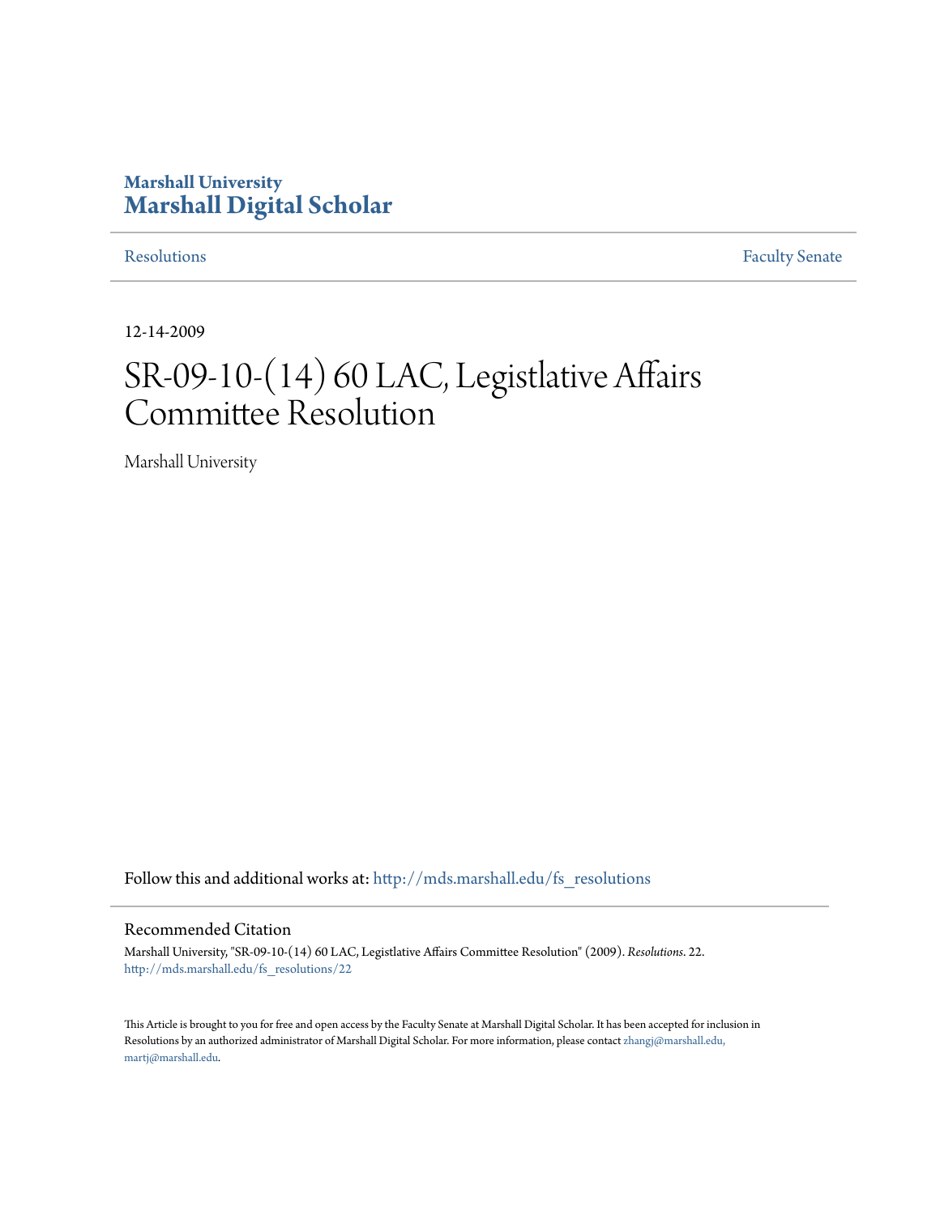Marshall University

# Marshall Digital Scholar

Resolutions | Faculty Senate

12-14-2009

# SR-09-10-(14) 60 LAC, Legistlative Affairs Committee Resolution

Marshall University

Follow this and additional works at: http://mds.marshall.edu/fs_resolutions

## Recommended Citation

Marshall University, "SR-09-10-(14) 60 LAC, Legistlative Affairs Committee Resolution" (2009). *Resolutions*. 22. http://mds.marshall.edu/fs_resolutions/22

This Article is brought to you for free and open access by the Faculty Senate at Marshall Digital Scholar. It has been accepted for inclusion in Resolutions by an authorized administrator of Marshall Digital Scholar. For more information, please contact zhangj@marshall.edu, martj@marshall.edu.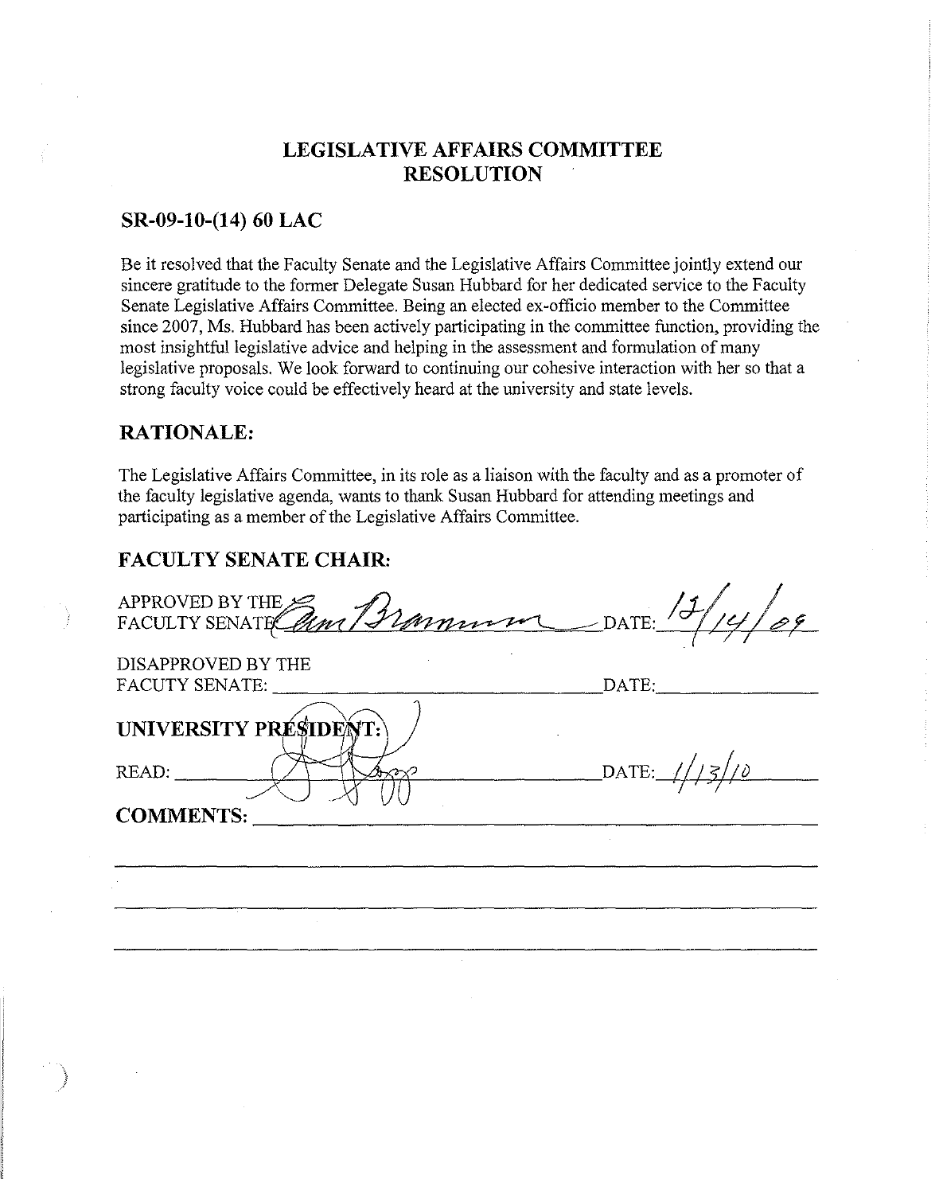# LEGISLATIVE AFFAIRS COMMITTEE RESOLUTION

## SR-09-10-(14) 60 LAC

Be it resolved that the Faculty Senate and the Legislative Affairs Committee jointly extend our sincere gratitude to the former Delegate Susan Hubbard for her dedicated service to the Faculty Senate Legislative Affairs Committee. Being an elected ex-officio member to the Committee since 2007, Ms. Hubbard has been actively participating in the committee function, providing the most insightful legislative advice and helping in the assessment and formulation of many legislative proposals. We look forward to continuing our cohesive interaction with her so that a strong faculty voice could be effectively heard at the university and state levels.

## RATIONALE:

The Legislative Affairs Committee, in its role as a liaison with the faculty and as a promoter of the faculty legislative agenda, wants to thank Susan Hubbard for attending meetings and participating as a member of the Legislative Affairs Committee.

## FACULTY SENATE CHAIR:

APPROVED BY THE FACULTY SENATE: Pam Brammer DATE: 12/14/09

DISAPPROVED BY THE FACUTY SENATE: ______________________ DATE: __________

**UNIVERSITY PRESIDENT:**

READ: [signature] DATE: 1/13/10

**COMMENTS:** ______________________